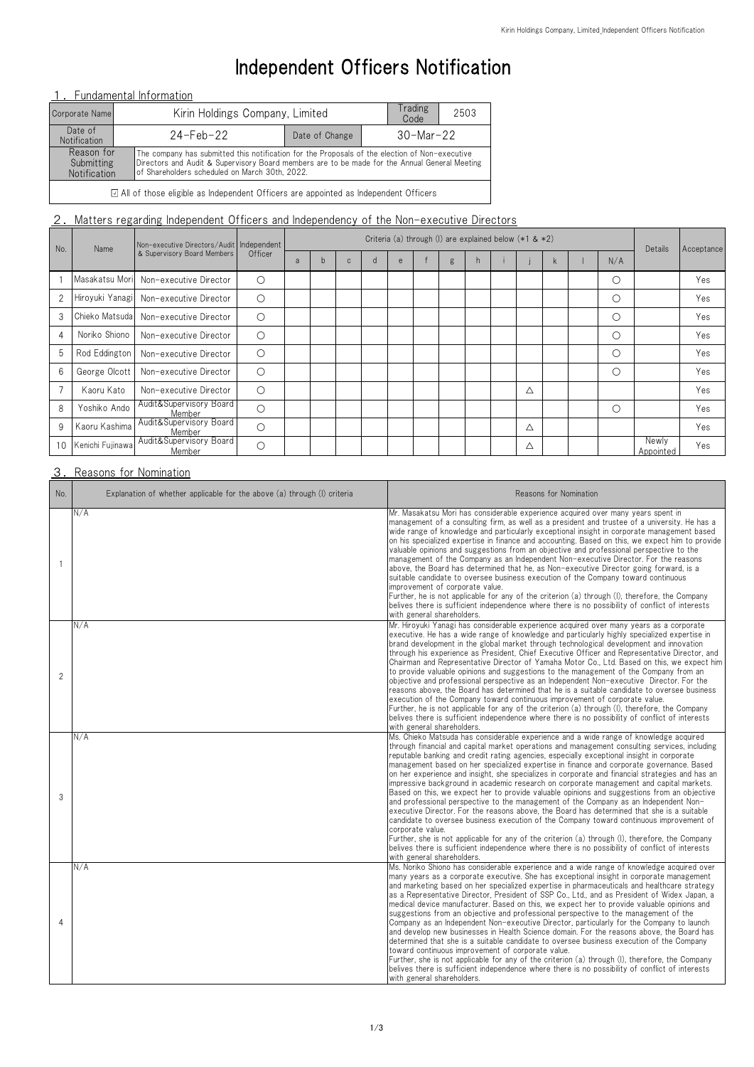# Independent Officers Notification

## 1．Fundamental Information

| Corporate Name | Kirin Holdings Company, Limited | | Trading Code | 2503 |
|---|---|---|---|---|
| Date of Notification | 24-Feb-22 | Date of Change | 30-Mar-22 | |
| Reason for Submitting Notification | The company has submitted this notification for the Proposals of the election of Non-executive Directors and Audit & Supervisory Board members are to be made for the Annual General Meeting of Shareholders scheduled on March 30th, 2022. | | | |

☑ All of those eligible as Independent Officers are appointed as Independent Officers

## 2．Matters regarding Independent Officers and Independency of the Non-executive Directors

| No. | Name | Non-executive Directors/Audit & Supervisory Board Members | Independent Officer | a | b | c | d | e | f | g | h | i | j | k | l | N/A | Details | Acceptance |
|---|---|---|---|---|---|---|---|---|---|---|---|---|---|---|---|---|---|---|
| | | | | Criteria (a) through (l) are explained below (*1 & *2) | | | | | | | | | | | | | | |
| 1 | Masakatsu Mori | Non-executive Director | ○ | | | | | | | | | | | | | ○ | | Yes |
| 2 | Hiroyuki Yanagi | Non-executive Director | ○ | | | | | | | | | | | | | ○ | | Yes |
| 3 | Chieko Matsuda | Non-executive Director | ○ | | | | | | | | | | | | | ○ | | Yes |
| 4 | Noriko Shiono | Non-executive Director | ○ | | | | | | | | | | | | | ○ | | Yes |
| 5 | Rod Eddington | Non-executive Director | ○ | | | | | | | | | | | | | ○ | | Yes |
| 6 | George Olcott | Non-executive Director | ○ | | | | | | | | | | | | | ○ | | Yes |
| 7 | Kaoru Kato | Non-executive Director | ○ | | | | | | | | | | △ | | | | | Yes |
| 8 | Yoshiko Ando | Audit&Supervisory Board Member | ○ | | | | | | | | | | | | | ○ | | Yes |
| 9 | Kaoru Kashima | Audit&Supervisory Board Member | ○ | | | | | | | | | | △ | | | | | Yes |
| 10 | Kenichi Fujinawa | Audit&Supervisory Board Member | ○ | | | | | | | | | | △ | | | | Newly Appointed | Yes |

## 3．Reasons for Nomination

| No. | Explanation of whether applicable for the above (a) through (l) criteria | Reasons for Nomination |
|---|---|---|
| 1 | N/A | Mr. Masakatsu Mori has considerable experience acquired over many years spent in management of a consulting firm, as well as a president and trustee of a university. He has a wide range of knowledge and particularly exceptional insight in corporate management based on his specialized expertise in finance and accounting. Based on this, we expect him to provide valuable opinions and suggestions from an objective and professional perspective to the management of the Company as an Independent Non-executive Director. For the reasons above, the Board has determined that he, as Non-executive Director going forward, is a suitable candidate to oversee business execution of the Company toward continuous improvement of corporate value.<br>Further, he is not applicable for any of the criterion (a) through (l), therefore, the Company belives there is sufficient independence where there is no possibility of conflict of interests with general shareholders. |
| 2 | N/A | Mr. Hiroyuki Yanagi has considerable experience acquired over many years as a corporate executive. He has a wide range of knowledge and particularly highly specialized expertise in brand development in the global market through technological development and innovation through his experience as President, Chief Executive Officer and Representative Director, and Chairman and Representative Director of Yamaha Motor Co., Ltd. Based on this, we expect him to provide valuable opinions and suggestions to the management of the Company from an objective and professional perspective as an Independent Non-executive Director. For the reasons above, the Board has determined that he is a suitable candidate to oversee business execution of the Company toward continuous improvement of corporate value.<br>Further, he is not applicable for any of the criterion (a) through (l), therefore, the Company belives there is sufficient independence where there is no possibility of conflict of interests with general shareholders. |
| 3 | N/A | Ms. Chieko Matsuda has considerable experience and a wide range of knowledge acquired through financial and capital market operations and management consulting services, including reputable banking and credit rating agencies, especially exceptional insight in corporate management based on her specialized expertise in finance and corporate governance. Based on her experience and insight, she specializes in corporate and financial strategies and has an impressive background in academic research on corporate management and capital markets. Based on this, we expect her to provide valuable opinions and suggestions from an objective and professional perspective to the management of the Company as an Independent Non-executive Director. For the reasons above, the Board has determined that she is a suitable candidate to oversee business execution of the Company toward continuous improvement of corporate value.<br>Further, she is not applicable for any of the criterion (a) through (l), therefore, the Company belives there is sufficient independence where there is no possibility of conflict of interests with general shareholders. |
| 4 | N/A | Ms. Noriko Shiono has considerable experience and a wide range of knowledge acquired over many years as a corporate executive. She has exceptional insight in corporate management and marketing based on her specialized expertise in pharmaceuticals and healthcare strategy as a Representative Director, President of SSP Co., Ltd., and as President of Widex Japan, a medical device manufacturer. Based on this, we expect her to provide valuable opinions and suggestions from an objective and professional perspective to the management of the Company as an Independent Non-executive Director, particularly for the Company to launch and develop new businesses in Health Science domain. For the reasons above, the Board has determined that she is a suitable candidate to oversee business execution of the Company toward continuous improvement of corporate value.<br>Further, she is not applicable for any of the criterion (a) through (l), therefore, the Company belives there is sufficient independence where there is no possibility of conflict of interests with general shareholders. |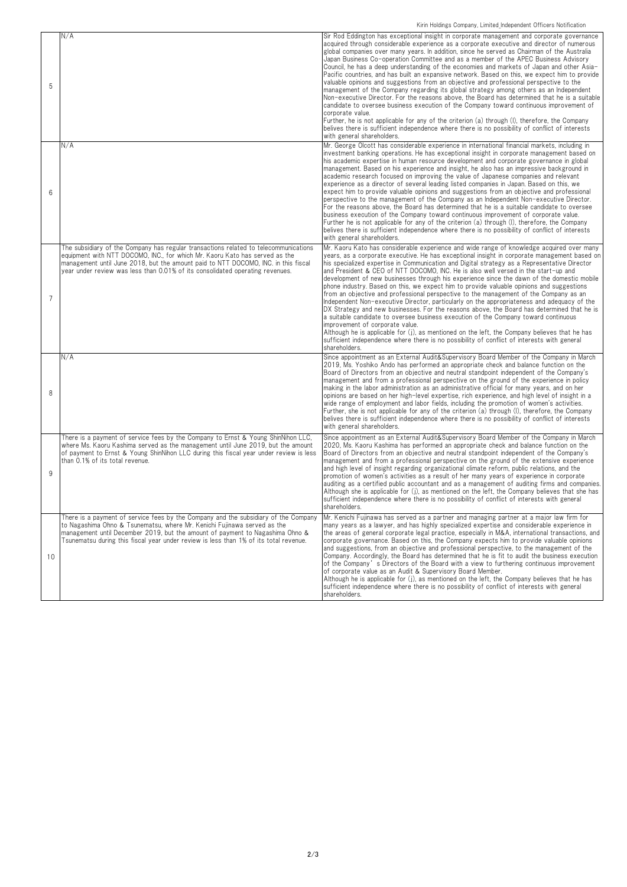| | | |
|---|---|---|
| 5 | N/A | Sir Rod Eddington has exceptional insight in corporate management and corporate governance acquired through considerable experience as a corporate executive and director of numerous global companies over many years. In addition, since he served as Chairman of the Australia Japan Business Co-operation Committee and as a member of the APEC Business Advisory Council, he has a deep understanding of the economies and markets of Japan and other Asia-Pacific countries, and has built an expansive network. Based on this, we expect him to provide valuable opinions and suggestions from an objective and professional perspective to the management of the Company regarding its global strategy among others as an Independent Non-executive Director. For the reasons above, the Board has determined that he is a suitable candidate to oversee business execution of the Company toward continuous improvement of corporate value.<br>Further, he is not applicable for any of the criterion (a) through (l), therefore, the Company belives there is sufficient independence where there is no possibility of conflict of interests with general shareholders. |
| 6 | N/A | Mr. George Olcott has considerable experience in international financial markets, including in investment banking operations. He has exceptional insight in corporate management based on his academic expertise in human resource development and corporate governance in global management. Based on his experience and insight, he also has an impressive background in academic research focused on improving the value of Japanese companies and relevant experience as a director of several leading listed companies in Japan. Based on this, we expect him to provide valuable opinions and suggestions from an objective and professional perspective to the management of the Company as an Independent Non-executive Director. For the reasons above, the Board has determined that he is a suitable candidate to oversee business execution of the Company toward continuous improvement of corporate value.<br>Further he is not applicable for any of the criterion (a) through (l), therefore, the Company belives there is sufficient independence where there is no possibility of conflict of interests with general shareholders. |
| 7 | The subsidiary of the Company has regular transactions related to telecommunications equipment with NTT DOCOMO, INC., for which Mr. Kaoru Kato has served as the management until June 2018, but the amount paid to NTT DOCOMO, INC. in this fiscal year under review was less than 0.01% of its consolidated operating revenues. | Mr. Kaoru Kato has considerable experience and wide range of knowledge acquired over many years, as a corporate executive. He has exceptional insight in corporate management based on his specialized expertise in Communication and Digital strategy as a Representative Director and President & CEO of NTT DOCOMO, INC. He is also well versed in the start-up and development of new businesses through his experience since the dawn of the domestic mobile phone industry. Based on this, we expect him to provide valuable opinions and suggestions from an objective and professional perspective to the management of the Company as an Independent Non-executive Director, particularly on the appropriateness and adequacy of the DX Strategy and new businesses. For the reasons above, the Board has determined that he is a suitable candidate to oversee business execution of the Company toward continuous improvement of corporate value.<br>Although he is applicable for (j), as mentioned on the left, the Company believes that he has sufficient independence where there is no possibility of conflict of interests with general shareholders. |
| 8 | N/A | Since appointment as an External Audit&Supervisory Board Member of the Company in March 2019, Ms. Yoshiko Ando has performed an appropriate check and balance function on the Board of Directors from an objective and neutral standpoint independent of the Company's management and from a professional perspective on the ground of the experience in policy making in the labor administration as an administrative official for many years, and on her opinions are based on her high-level expertise, rich experience, and high level of insight in a wide range of employment and labor fields, including the promotion of women's activities.<br>Further, she is not applicable for any of the criterion (a) through (l), therefore, the Company belives there is sufficient independence where there is no possibility of conflict of interests with general shareholders. |
| 9 | There is a payment of service fees by the Company to Ernst & Young ShinNihon LLC, where Ms. Kaoru Kashima served as the management until June 2019, but the amount of payment to Ernst & Young ShinNihon LLC during this fiscal year under review is less than 0.1% of its total revenue. | Since appointment as an External Audit&Supervisory Board Member of the Company in March 2020, Ms. Kaoru Kashima has performed an appropriate check and balance function on the Board of Directors from an objective and neutral standpoint independent of the Company's management and from a professional perspective on the ground of the extensive experience and high level of insight regarding organizational climate reform, public relations, and the promotion of women's activities as a result of her many years of experience in corporate auditing as a certified public accountant and as a management of auditing firms and companies.<br>Although she is applicable for (j), as mentioned on the left, the Company believes that she has sufficient independence where there is no possibility of conflict of interests with general shareholders. |
| 10 | There is a payment of service fees by the Company and the subsidiary of the Company to Nagashima Ohno & Tsunematsu, where Mr. Kenichi Fujinawa served as the management until December 2019, but the amount of payment to Nagashima Ohno & Tsunematsu during this fiscal year under review is less than 1% of its total revenue. | Mr. Kenichi Fujinawa has served as a partner and managing partner at a major law firm for many years as a lawyer, and has highly specialized expertise and considerable experience in the areas of general corporate legal practice, especially in M&A, international transactions, and corporate governance. Based on this, the Company expects him to provide valuable opinions and suggestions, from an objective and professional perspective, to the management of the Company. Accordingly, the Board has determined that he is fit to audit the business execution of the Company's Directors of the Board with a view to furthering continuous improvement of corporate value as an Audit & Supervisory Board Member.<br>Although he is applicable for (j), as mentioned on the left, the Company believes that he has sufficient independence where there is no possibility of conflict of interests with general shareholders. |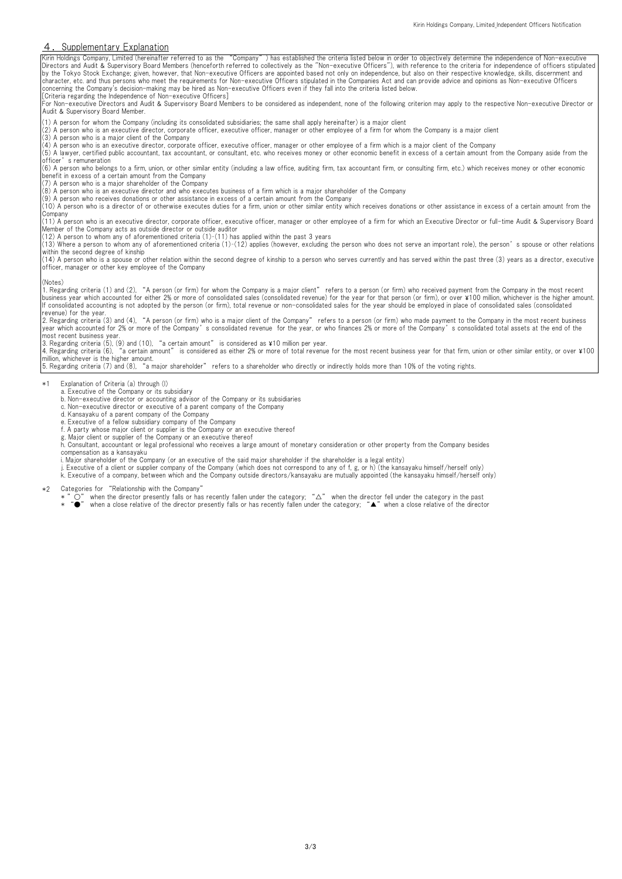## ４．Supplementary Explanation

Kirin Holdings Company, Limited (hereinafter referred to as the "Company") has established the criteria listed below in order to objectively determine the independence of Non-executive Directors and Audit & Supervisory Board Members (henceforth referred to collectively as the "Non-executive Officers"), with reference to the criteria for independence of officers stipulated by the Tokyo Stock Exchange; given, however, that Non-executive Officers are appointed based not only on independence, but also on their respective knowledge, skills, discernment and character, etc. and thus persons who meet the requirements for Non-executive Officers stipulated in the Companies Act and can provide advice and opinions as Non-executive Officers concerning the Company's decision-making may be hired as Non-executive Officers even if they fall into the criteria listed below.

[Criteria regarding the Independence of Non-executive Officers]

For Non-executive Directors and Audit & Supervisory Board Members to be considered as independent, none of the following criterion may apply to the respective Non-executive Director or Audit & Supervisory Board Member.

(1) A person for whom the Company (including its consolidated subsidiaries; the same shall apply hereinafter) is a major client
(2) A person who is an executive director, corporate officer, executive officer, manager or other employee of a firm for whom the Company is a major client
(3) A person who is a major client of the Company
(4) A person who is an executive director, corporate officer, executive officer, manager or other employee of a firm which is a major client of the Company
(5) A lawyer, certified public accountant, tax accountant, or consultant, etc. who receives money or other economic benefit in excess of a certain amount from the Company aside from the officer's remuneration
(6) A person who belongs to a firm, union, or other similar entity (including a law office, auditing firm, tax accountant firm, or consulting firm, etc.) which receives money or other economic benefit in excess of a certain amount from the Company
(7) A person who is a major shareholder of the Company
(8) A person who is an executive director and who executes business of a firm which is a major shareholder of the Company
(9) A person who receives donations or other assistance in excess of a certain amount from the Company
(10) A person who is a director of or otherwise executes duties for a firm, union or other similar entity which receives donations or other assistance in excess of a certain amount from the Company
(11) A person who is an executive director, corporate officer, executive officer, manager or other employee of a firm for which an Executive Director or full-time Audit & Supervisory Board Member of the Company acts as outside director or outside auditor
(12) A person to whom any of aforementioned criteria (1)-(11) has applied within the past 3 years
(13) Where a person to whom any of aforementioned criteria (1)-(12) applies (however, excluding the person who does not serve an important role), the person's spouse or other relations within the second degree of kinship
(14) A person who is a spouse or other relation within the second degree of kinship to a person who serves currently and has served within the past three (3) years as a director, executive officer, manager or other key employee of the Company

(Notes)

1. Regarding criteria (1) and (2), "A person (or firm) for whom the Company is a major client" refers to a person (or firm) who received payment from the Company in the most recent business year which accounted for either 2% or more of consolidated sales (consolidated revenue) for the year for that person (or firm), or over ¥100 million, whichever is the higher amount. If consolidated accounting is not adopted by the person (or firm), total revenue or non-consolidated sales for the year should be employed in place of consolidated sales (consolidated revenue) for the year.
2. Regarding criteria (3) and (4), "A person (or firm) who is a major client of the Company" refers to a person (or firm) who made payment to the Company in the most recent business year which accounted for 2% or more of the Company's consolidated revenue for the year, or who finances 2% or more of the Company's consolidated total assets at the end of the most recent business year.
3. Regarding criteria (5), (9) and (10), "a certain amount" is considered as ¥10 million per year.
4. Regarding criteria (6), "a certain amount" is considered as either 2% or more of total revenue for the most recent business year for that firm, union or other similar entity, or over ¥100 million, whichever is the higher amount.
5. Regarding criteria (7) and (8), "a major shareholder" refers to a shareholder who directly or indirectly holds more than 10% of the voting rights.

*1 Explanation of Criteria (a) through (l)

a. Executive of the Company or its subsidiary
b. Non-executive director or accounting advisor of the Company or its subsidiaries
c. Non-executive director or executive of a parent company of the Company
d. Kansayaku of a parent company of the Company
e. Executive of a fellow subsidiary company of the Company
f. A party whose major client or supplier is the Company or an executive thereof
g. Major client or supplier of the Company or an executive thereof
h. Consultant, accountant or legal professional who receives a large amount of monetary consideration or other property from the Company besides compensation as a kansayaku
i. Major shareholder of the Company (or an executive of the said major shareholder if the shareholder is a legal entity)
j. Executive of a client or supplier company of the Company (which does not correspond to any of f, g, or h) (the kansayaku himself/herself only)
k. Executive of a company, between which and the Company outside directors/kansayaku are mutually appointed (the kansayaku himself/herself only)

*2 Categories for "Relationship with the Company"

* "○" when the director presently falls or has recently fallen under the category; "△" when the director fell under the category in the past
* "●" when a close relative of the director presently falls or has recently fallen under the category; "▲" when a close relative of the director